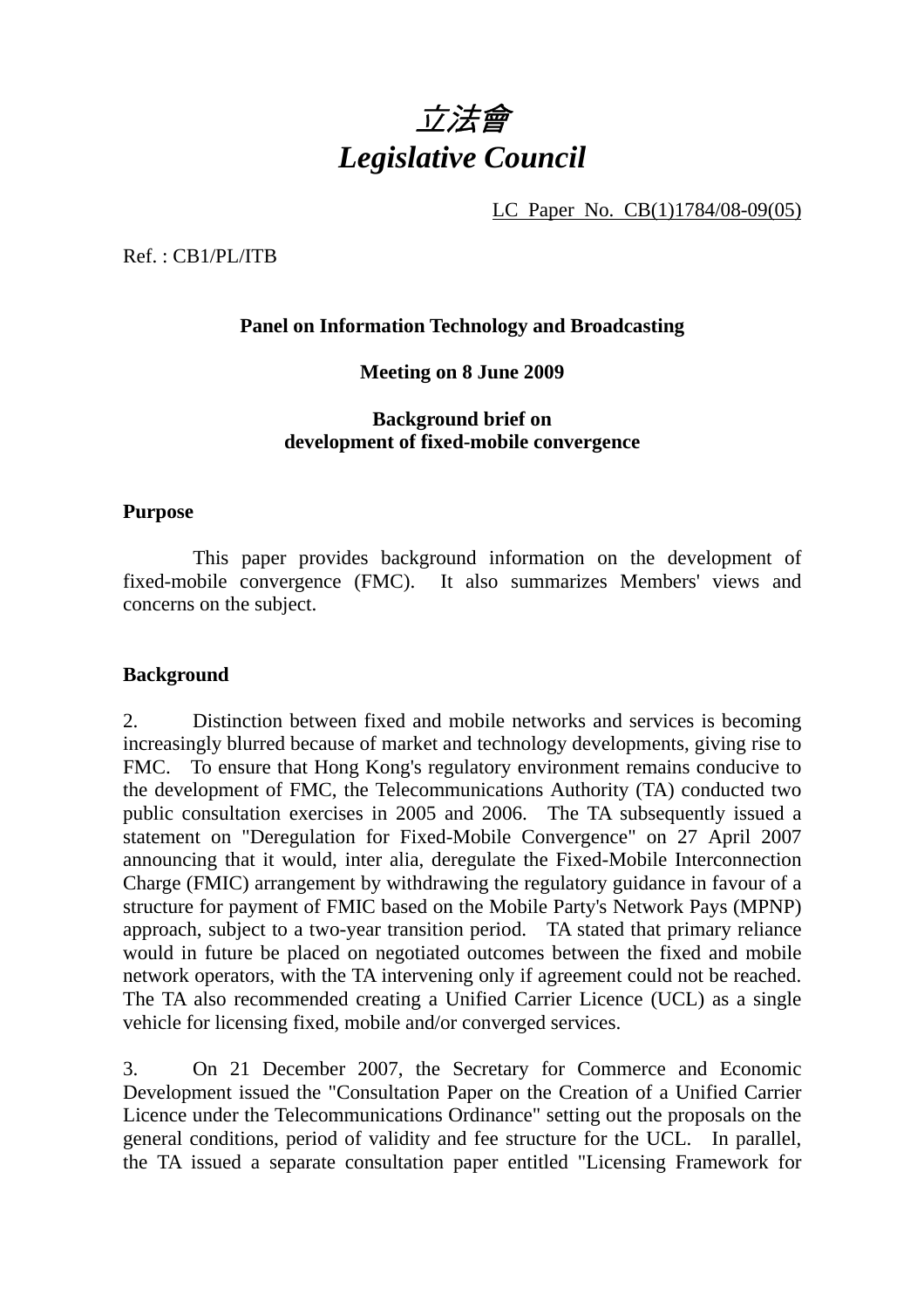# *立法會*
# *Legislative Council*

LC Paper No. CB(1)1784/08-09(05)

Ref. : CB1/PL/ITB

**Panel on Information Technology and Broadcasting**

**Meeting on 8 June 2009**

**Background brief on development of fixed-mobile convergence**

## Purpose

This paper provides background information on the development of fixed-mobile convergence (FMC). It also summarizes Members' views and concerns on the subject.

## Background

2. Distinction between fixed and mobile networks and services is becoming increasingly blurred because of market and technology developments, giving rise to FMC. To ensure that Hong Kong's regulatory environment remains conducive to the development of FMC, the Telecommunications Authority (TA) conducted two public consultation exercises in 2005 and 2006. The TA subsequently issued a statement on "Deregulation for Fixed-Mobile Convergence" on 27 April 2007 announcing that it would, inter alia, deregulate the Fixed-Mobile Interconnection Charge (FMIC) arrangement by withdrawing the regulatory guidance in favour of a structure for payment of FMIC based on the Mobile Party's Network Pays (MPNP) approach, subject to a two-year transition period. TA stated that primary reliance would in future be placed on negotiated outcomes between the fixed and mobile network operators, with the TA intervening only if agreement could not be reached. The TA also recommended creating a Unified Carrier Licence (UCL) as a single vehicle for licensing fixed, mobile and/or converged services.

3. On 21 December 2007, the Secretary for Commerce and Economic Development issued the "Consultation Paper on the Creation of a Unified Carrier Licence under the Telecommunications Ordinance" setting out the proposals on the general conditions, period of validity and fee structure for the UCL. In parallel, the TA issued a separate consultation paper entitled "Licensing Framework for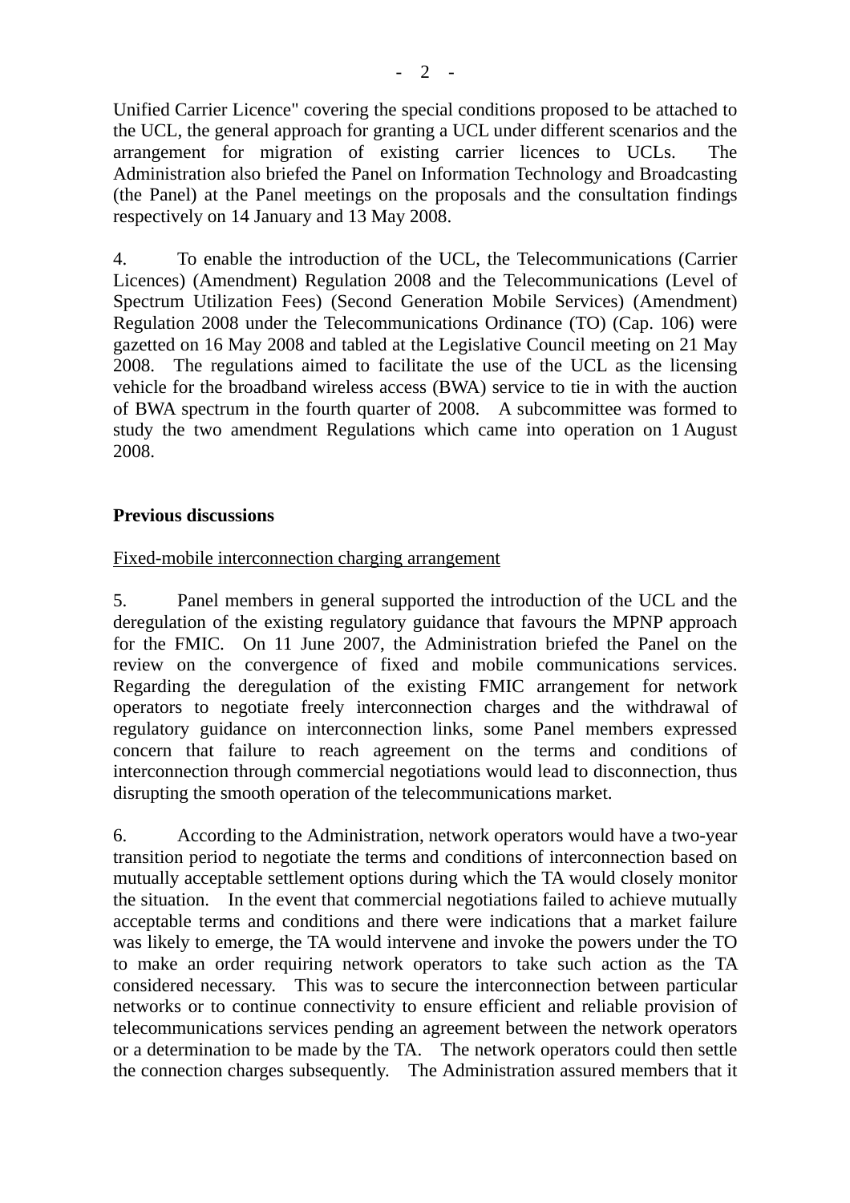Unified Carrier Licence" covering the special conditions proposed to be attached to the UCL, the general approach for granting a UCL under different scenarios and the arrangement for migration of existing carrier licences to UCLs. The Administration also briefed the Panel on Information Technology and Broadcasting (the Panel) at the Panel meetings on the proposals and the consultation findings respectively on 14 January and 13 May 2008.

4. To enable the introduction of the UCL, the Telecommunications (Carrier Licences) (Amendment) Regulation 2008 and the Telecommunications (Level of Spectrum Utilization Fees) (Second Generation Mobile Services) (Amendment) Regulation 2008 under the Telecommunications Ordinance (TO) (Cap. 106) were gazetted on 16 May 2008 and tabled at the Legislative Council meeting on 21 May 2008. The regulations aimed to facilitate the use of the UCL as the licensing vehicle for the broadband wireless access (BWA) service to tie in with the auction of BWA spectrum in the fourth quarter of 2008. A subcommittee was formed to study the two amendment Regulations which came into operation on 1 August 2008.

**Previous discussions**

Fixed-mobile interconnection charging arrangement

5. Panel members in general supported the introduction of the UCL and the deregulation of the existing regulatory guidance that favours the MPNP approach for the FMIC. On 11 June 2007, the Administration briefed the Panel on the review on the convergence of fixed and mobile communications services. Regarding the deregulation of the existing FMIC arrangement for network operators to negotiate freely interconnection charges and the withdrawal of regulatory guidance on interconnection links, some Panel members expressed concern that failure to reach agreement on the terms and conditions of interconnection through commercial negotiations would lead to disconnection, thus disrupting the smooth operation of the telecommunications market.

6. According to the Administration, network operators would have a two-year transition period to negotiate the terms and conditions of interconnection based on mutually acceptable settlement options during which the TA would closely monitor the situation. In the event that commercial negotiations failed to achieve mutually acceptable terms and conditions and there were indications that a market failure was likely to emerge, the TA would intervene and invoke the powers under the TO to make an order requiring network operators to take such action as the TA considered necessary. This was to secure the interconnection between particular networks or to continue connectivity to ensure efficient and reliable provision of telecommunications services pending an agreement between the network operators or a determination to be made by the TA. The network operators could then settle the connection charges subsequently. The Administration assured members that it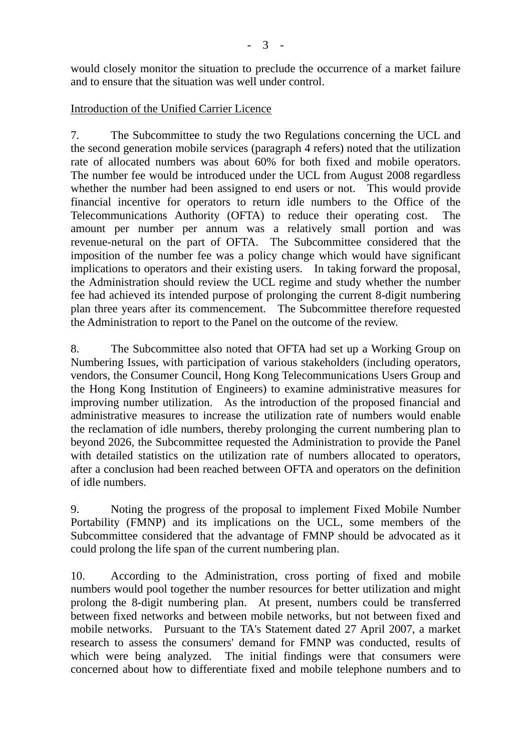would closely monitor the situation to preclude the occurrence of a market failure and to ensure that the situation was well under control.

<u>Introduction of the Unified Carrier Licence</u>

7. The Subcommittee to study the two Regulations concerning the UCL and the second generation mobile services (paragraph 4 refers) noted that the utilization rate of allocated numbers was about 60% for both fixed and mobile operators. The number fee would be introduced under the UCL from August 2008 regardless whether the number had been assigned to end users or not. This would provide financial incentive for operators to return idle numbers to the Office of the Telecommunications Authority (OFTA) to reduce their operating cost. The amount per number per annum was a relatively small portion and was revenue-netural on the part of OFTA. The Subcommittee considered that the imposition of the number fee was a policy change which would have significant implications to operators and their existing users. In taking forward the proposal, the Administration should review the UCL regime and study whether the number fee had achieved its intended purpose of prolonging the current 8-digit numbering plan three years after its commencement. The Subcommittee therefore requested the Administration to report to the Panel on the outcome of the review.

8. The Subcommittee also noted that OFTA had set up a Working Group on Numbering Issues, with participation of various stakeholders (including operators, vendors, the Consumer Council, Hong Kong Telecommunications Users Group and the Hong Kong Institution of Engineers) to examine administrative measures for improving number utilization. As the introduction of the proposed financial and administrative measures to increase the utilization rate of numbers would enable the reclamation of idle numbers, thereby prolonging the current numbering plan to beyond 2026, the Subcommittee requested the Administration to provide the Panel with detailed statistics on the utilization rate of numbers allocated to operators, after a conclusion had been reached between OFTA and operators on the definition of idle numbers.

9. Noting the progress of the proposal to implement Fixed Mobile Number Portability (FMNP) and its implications on the UCL, some members of the Subcommittee considered that the advantage of FMNP should be advocated as it could prolong the life span of the current numbering plan.

10. According to the Administration, cross porting of fixed and mobile numbers would pool together the number resources for better utilization and might prolong the 8-digit numbering plan. At present, numbers could be transferred between fixed networks and between mobile networks, but not between fixed and mobile networks. Pursuant to the TA's Statement dated 27 April 2007, a market research to assess the consumers' demand for FMNP was conducted, results of which were being analyzed. The initial findings were that consumers were concerned about how to differentiate fixed and mobile telephone numbers and to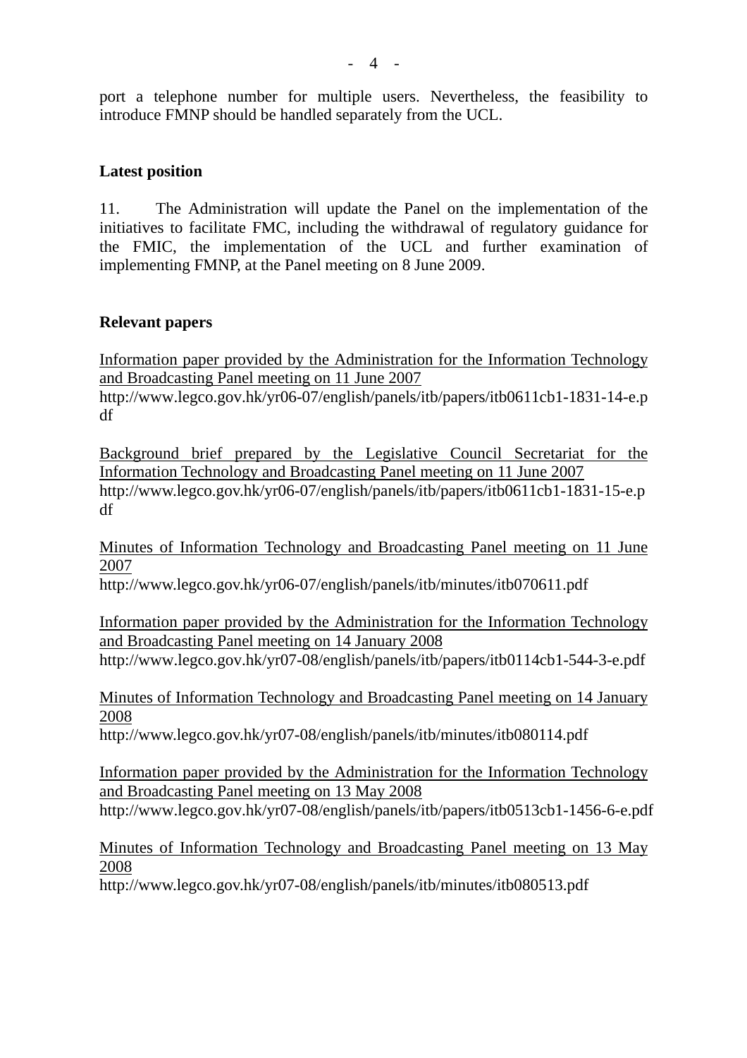port a telephone number for multiple users. Nevertheless, the feasibility to introduce FMNP should be handled separately from the UCL.

**Latest position**

11. The Administration will update the Panel on the implementation of the initiatives to facilitate FMC, including the withdrawal of regulatory guidance for the FMIC, the implementation of the UCL and further examination of implementing FMNP, at the Panel meeting on 8 June 2009.

**Relevant papers**

Information paper provided by the Administration for the Information Technology and Broadcasting Panel meeting on 11 June 2007
http://www.legco.gov.hk/yr06-07/english/panels/itb/papers/itb0611cb1-1831-14-e.pdf

Background brief prepared by the Legislative Council Secretariat for the Information Technology and Broadcasting Panel meeting on 11 June 2007
http://www.legco.gov.hk/yr06-07/english/panels/itb/papers/itb0611cb1-1831-15-e.pdf

Minutes of Information Technology and Broadcasting Panel meeting on 11 June 2007
http://www.legco.gov.hk/yr06-07/english/panels/itb/minutes/itb070611.pdf

Information paper provided by the Administration for the Information Technology and Broadcasting Panel meeting on 14 January 2008
http://www.legco.gov.hk/yr07-08/english/panels/itb/papers/itb0114cb1-544-3-e.pdf

Minutes of Information Technology and Broadcasting Panel meeting on 14 January 2008
http://www.legco.gov.hk/yr07-08/english/panels/itb/minutes/itb080114.pdf

Information paper provided by the Administration for the Information Technology and Broadcasting Panel meeting on 13 May 2008
http://www.legco.gov.hk/yr07-08/english/panels/itb/papers/itb0513cb1-1456-6-e.pdf

Minutes of Information Technology and Broadcasting Panel meeting on 13 May 2008
http://www.legco.gov.hk/yr07-08/english/panels/itb/minutes/itb080513.pdf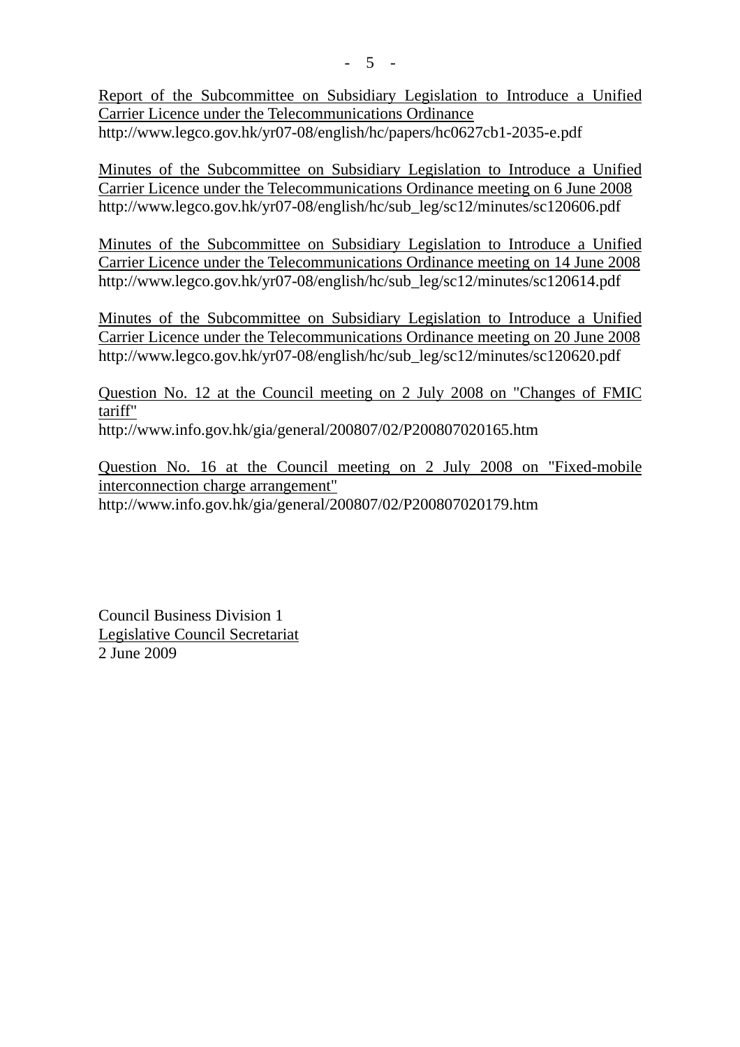Report of the Subcommittee on Subsidiary Legislation to Introduce a Unified Carrier Licence under the Telecommunications Ordinance
http://www.legco.gov.hk/yr07-08/english/hc/papers/hc0627cb1-2035-e.pdf

Minutes of the Subcommittee on Subsidiary Legislation to Introduce a Unified Carrier Licence under the Telecommunications Ordinance meeting on 6 June 2008
http://www.legco.gov.hk/yr07-08/english/hc/sub_leg/sc12/minutes/sc120606.pdf

Minutes of the Subcommittee on Subsidiary Legislation to Introduce a Unified Carrier Licence under the Telecommunications Ordinance meeting on 14 June 2008
http://www.legco.gov.hk/yr07-08/english/hc/sub_leg/sc12/minutes/sc120614.pdf

Minutes of the Subcommittee on Subsidiary Legislation to Introduce a Unified Carrier Licence under the Telecommunications Ordinance meeting on 20 June 2008
http://www.legco.gov.hk/yr07-08/english/hc/sub_leg/sc12/minutes/sc120620.pdf

Question No. 12 at the Council meeting on 2 July 2008 on "Changes of FMIC tariff"
http://www.info.gov.hk/gia/general/200807/02/P200807020165.htm

Question No. 16 at the Council meeting on 2 July 2008 on "Fixed-mobile interconnection charge arrangement"
http://www.info.gov.hk/gia/general/200807/02/P200807020179.htm

Council Business Division 1
Legislative Council Secretariat
2 June 2009